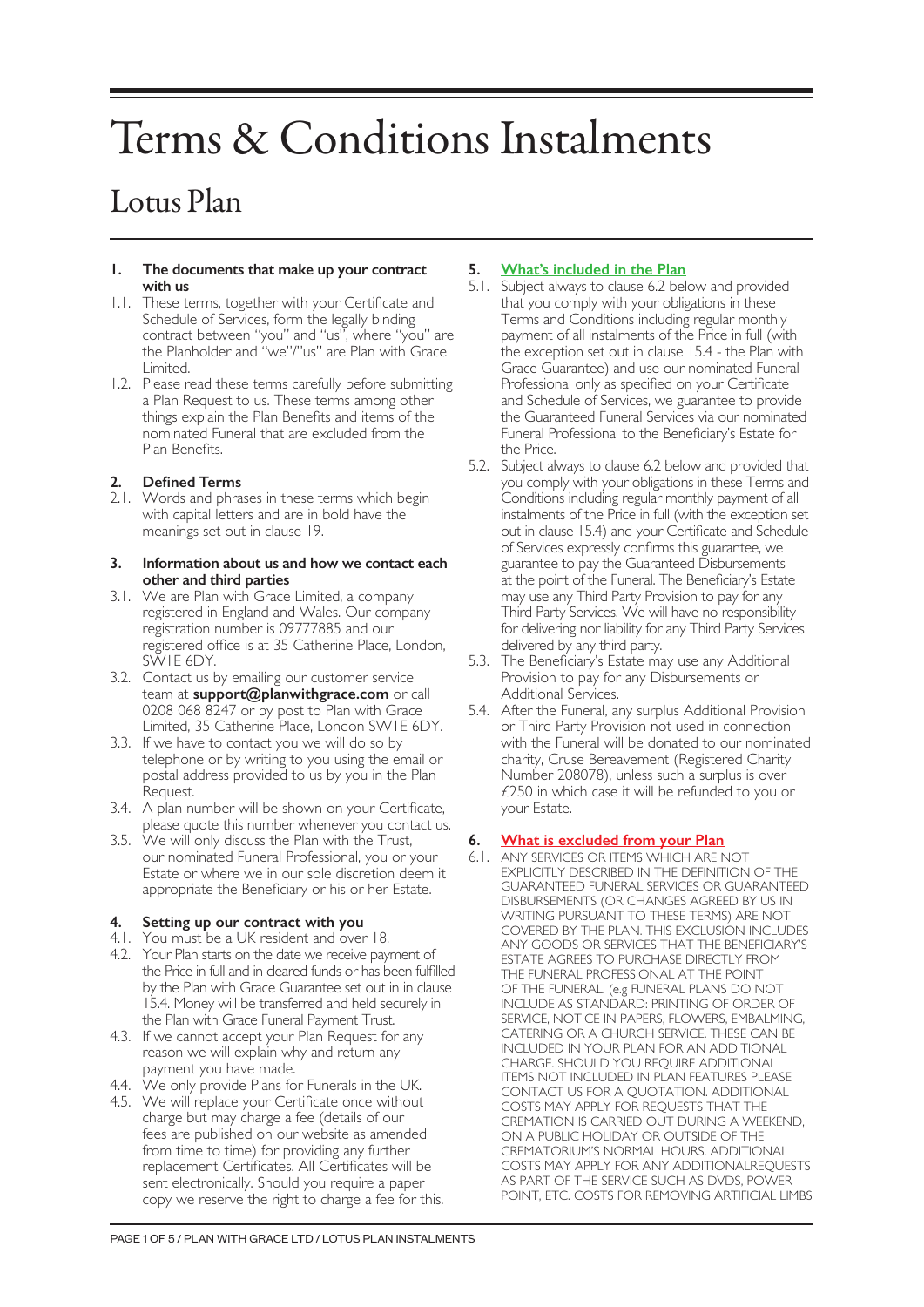# Terms & Conditions Instalments

## Lotus Plan

### 1. The documents that make up your contract with us

1.1. These terms, together with your Certificate and Schedule of Services, form the legally binding contract between "you" and "us", where "you" are the Planholder and "we"/"us" are Plan with Grace Limited.

1.2. Please read these terms carefully before submitting a Plan Request to us. These terms among other things explain the Plan Benefits and items of the nominated Funeral that are excluded from the Plan Benefits.

### 2. Defined Terms

2.1. Words and phrases in these terms which begin with capital letters and are in bold have the meanings set out in clause 19.

### 3. Information about us and how we contact each other and third parties

3.1. We are Plan with Grace Limited, a company registered in England and Wales. Our company registration number is 09777885 and our registered office is at 35 Catherine Place, London, SW1E 6DY.

3.2. Contact us by emailing our customer service team at **support@planwithgrace.com** or call 0208 068 8247 or by post to Plan with Grace Limited, 35 Catherine Place, London SW1E 6DY.

3.3. If we have to contact you we will do so by telephone or by writing to you using the email or postal address provided to us by you in the Plan Request.

3.4. A plan number will be shown on your Certificate, please quote this number whenever you contact us.

3.5. We will only discuss the Plan with the Trust, our nominated Funeral Professional, you or your Estate or where we in our sole discretion deem it appropriate the Beneficiary or his or her Estate.

### 4. Setting up our contract with you

4.1. You must be a UK resident and over 18.

4.2. Your Plan starts on the date we receive payment of the Price in full and in cleared funds or has been fulfilled by the Plan with Grace Guarantee set out in in clause 15.4. Money will be transferred and held securely in the Plan with Grace Funeral Payment Trust.

4.3. If we cannot accept your Plan Request for any reason we will explain why and return any payment you have made.

4.4. We only provide Plans for Funerals in the UK.

4.5. We will replace your Certificate once without charge but may charge a fee (details of our fees are published on our website as amended from time to time) for providing any further replacement Certificates. All Certificates will be sent electronically. Should you require a paper copy we reserve the right to charge a fee for this.

### 5. What's included in the Plan

5.1. Subject always to clause 6.2 below and provided that you comply with your obligations in these Terms and Conditions including regular monthly payment of all instalments of the Price in full (with the exception set out in clause 15.4 - the Plan with Grace Guarantee) and use our nominated Funeral Professional only as specified on your Certificate and Schedule of Services, we guarantee to provide the Guaranteed Funeral Services via our nominated Funeral Professional to the Beneficiary's Estate for the Price.

5.2. Subject always to clause 6.2 below and provided that you comply with your obligations in these Terms and Conditions including regular monthly payment of all instalments of the Price in full (with the exception set out in clause 15.4) and your Certificate and Schedule of Services expressly confirms this guarantee, we guarantee to pay the Guaranteed Disbursements at the point of the Funeral. The Beneficiary's Estate may use any Third Party Provision to pay for any Third Party Services. We will have no responsibility for delivering nor liability for any Third Party Services delivered by any third party.

5.3. The Beneficiary's Estate may use any Additional Provision to pay for any Disbursements or Additional Services.

5.4. After the Funeral, any surplus Additional Provision or Third Party Provision not used in connection with the Funeral will be donated to our nominated charity, Cruse Bereavement (Registered Charity Number 208078), unless such a surplus is over £250 in which case it will be refunded to you or your Estate.

### 6. What is excluded from your Plan

6.1. ANY SERVICES OR ITEMS WHICH ARE NOT EXPLICITLY DESCRIBED IN THE DEFINITION OF THE GUARANTEED FUNERAL SERVICES OR GUARANTEED DISBURSEMENTS (OR CHANGES AGREED BY US IN WRITING PURSUANT TO THESE TERMS) ARE NOT COVERED BY THE PLAN. THIS EXCLUSION INCLUDES ANY GOODS OR SERVICES THAT THE BENEFICIARY'S ESTATE AGREES TO PURCHASE DIRECTLY FROM THE FUNERAL PROFESSIONAL AT THE POINT OF THE FUNERAL. (e.g FUNERAL PLANS DO NOT INCLUDE AS STANDARD: PRINTING OF ORDER OF SERVICE, NOTICE IN PAPERS, FLOWERS, EMBALMING, CATERING OR A CHURCH SERVICE. THESE CAN BE INCLUDED IN YOUR PLAN FOR AN ADDITIONAL CHARGE. SHOULD YOU REQUIRE ADDITIONAL ITEMS NOT INCLUDED IN PLAN FEATURES PLEASE CONTACT US FOR A QUOTATION. ADDITIONAL COSTS MAY APPLY FOR REQUESTS THAT THE CREMATION IS CARRIED OUT DURING A WEEKEND, ON A PUBLIC HOLIDAY OR OUTSIDE OF THE CREMATORIUM'S NORMAL HOURS. ADDITIONAL COSTS MAY APPLY FOR ANY ADDITIONALREQUESTS AS PART OF THE SERVICE SUCH AS DVDS, POWER-POINT, ETC. COSTS FOR REMOVING ARTIFICIAL LIMBS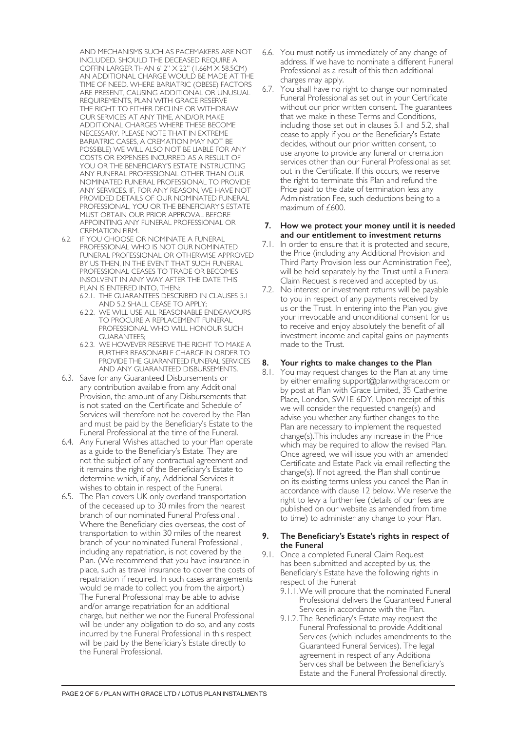AND MECHANISMS SUCH AS PACEMAKERS ARE NOT INCLUDED. SHOULD THE DECEASED REQUIRE A COFFIN LARGER THAN 6' 2" X 22" (1.66M X 58.5CM) AN ADDITIONAL CHARGE WOULD BE MADE AT THE TIME OF NEED. WHERE BARIATRIC (OBESE) FACTORS ARE PRESENT, CAUSING ADDITIONAL OR UNUSUAL REQUIREMENTS, PLAN WITH GRACE RESERVE THE RIGHT TO EITHER DECLINE OR WITHDRAW OUR SERVICES AT ANY TIME, AND/OR MAKE ADDITIONAL CHARGES WHERE THESE BECOME NECESSARY. PLEASE NOTE THAT IN EXTREME BARIATRIC CASES, A CREMATION MAY NOT BE POSSIBLE) WE WILL ALSO NOT BE LIABLE FOR ANY COSTS OR EXPENSES INCURRED AS A RESULT OF YOU OR THE BENEFICIARY'S ESTATE INSTRUCTING ANY FUNERAL PROFESSIONAL OTHER THAN OUR NOMINATED FUNERAL PROFESSIONAL TO PROVIDE ANY SERVICES. IF, FOR ANY REASON, WE HAVE NOT PROVIDED DETAILS OF OUR NOMINATED FUNERAL PROFESSIONAL, YOU OR THE BENEFICIARY'S ESTATE MUST OBTAIN OUR PRIOR APPROVAL BEFORE APPOINTING ANY FUNERAL PROFESSIONAL OR CREMATION FIRM.

6.2. IF YOU CHOOSE OR NOMINATE A FUNERAL PROFESSIONAL WHO IS NOT OUR NOMINATED FUNERAL PROFESSIONAL OR OTHERWISE APPROVED BY US THEN, IN THE EVENT THAT SUCH FUNERAL PROFESSIONAL CEASES TO TRADE OR BECOMES INSOLVENT IN ANY WAY AFTER THE DATE THIS PLAN IS ENTERED INTO, THEN:
  - 6.2.1. THE GUARANTEES DESCRIBED IN CLAUSES 5.1 AND 5.2 SHALL CEASE TO APPLY;
  - 6.2.2. WE WILL USE ALL REASONABLE ENDEAVOURS TO PROCURE A REPLACEMENT FUNERAL PROFESSIONAL WHO WILL HONOUR SUCH GUARANTEES;
  - 6.2.3. WE HOWEVER RESERVE THE RIGHT TO MAKE A FURTHER REASONABLE CHARGE IN ORDER TO PROVIDE THE GUARANTEED FUNERAL SERVICES AND ANY GUARANTEED DISBURSEMENTS.

6.3. Save for any Guaranteed Disbursements or any contribution available from any Additional Provision, the amount of any Disbursements that is not stated on the Certificate and Schedule of Services will therefore not be covered by the Plan and must be paid by the Beneficiary's Estate to the Funeral Professional at the time of the Funeral.

6.4. Any Funeral Wishes attached to your Plan operate as a guide to the Beneficiary's Estate. They are not the subject of any contractual agreement and it remains the right of the Beneficiary's Estate to determine which, if any, Additional Services it wishes to obtain in respect of the Funeral.

6.5. The Plan covers UK only overland transportation of the deceased up to 30 miles from the nearest branch of our nominated Funeral Professional . Where the Beneficiary dies overseas, the cost of transportation to within 30 miles of the nearest branch of your nominated Funeral Professional , including any repatriation, is not covered by the Plan. (We recommend that you have insurance in place, such as travel insurance to cover the costs of repatriation if required. In such cases arrangements would be made to collect you from the airport.) The Funeral Professional may be able to advise and/or arrange repatriation for an additional charge, but neither we nor the Funeral Professional will be under any obligation to do so, and any costs incurred by the Funeral Professional in this respect will be paid by the Beneficiary's Estate directly to the Funeral Professional.

6.6. You must notify us immediately of any change of address. If we have to nominate a different Funeral Professional as a result of this then additional charges may apply.

6.7. You shall have no right to change our nominated Funeral Professional as set out in your Certificate without our prior written consent. The guarantees that we make in these Terms and Conditions, including those set out in clauses 5.1 and 5.2, shall cease to apply if you or the Beneficiary's Estate decides, without our prior written consent, to use anyone to provide any funeral or cremation services other than our Funeral Professional as set out in the Certificate. If this occurs, we reserve the right to terminate this Plan and refund the Price paid to the date of termination less any Administration Fee, such deductions being to a maximum of £600.

## 7. How we protect your money until it is needed and our entitlement to investment returns

7.1. In order to ensure that it is protected and secure, the Price (including any Additional Provision and Third Party Provision less our Administration Fee), will be held separately by the Trust until a Funeral Claim Request is received and accepted by us.

7.2. No interest or investment returns will be payable to you in respect of any payments received by us or the Trust. In entering into the Plan you give your irrevocable and unconditional consent for us to receive and enjoy absolutely the benefit of all investment income and capital gains on payments made to the Trust.

## 8. Your rights to make changes to the Plan

8.1. You may request changes to the Plan at any time by either emailing support@planwithgrace.com or by post at Plan with Grace Limited, 35 Catherine Place, London, SW1E 6DY. Upon receipt of this we will consider the requested change(s) and advise you whether any further changes to the Plan are necessary to implement the requested change(s).This includes any increase in the Price which may be required to allow the revised Plan. Once agreed, we will issue you with an amended Certificate and Estate Pack via email reflecting the change(s). If not agreed, the Plan shall continue on its existing terms unless you cancel the Plan in accordance with clause 12 below. We reserve the right to levy a further fee (details of our fees are published on our website as amended from time to time) to administer any change to your Plan.

## 9. The Beneficiary's Estate's rights in respect of the Funeral

9.1. Once a completed Funeral Claim Request has been submitted and accepted by us, the Beneficiary's Estate have the following rights in respect of the Funeral:
  - 9.1.1. We will procure that the nominated Funeral Professional delivers the Guaranteed Funeral Services in accordance with the Plan.
  - 9.1.2. The Beneficiary's Estate may request the Funeral Professional to provide Additional Services (which includes amendments to the Guaranteed Funeral Services). The legal agreement in respect of any Additional Services shall be between the Beneficiary's Estate and the Funeral Professional directly.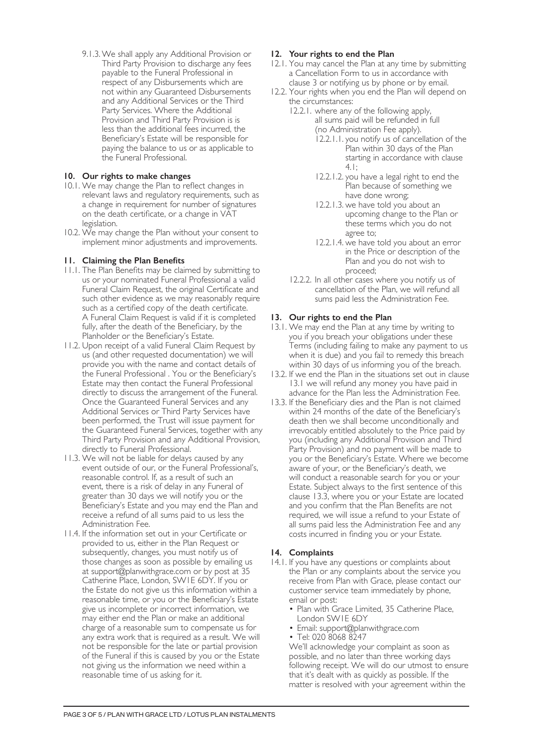9.1.3. We shall apply any Additional Provision or Third Party Provision to discharge any fees payable to the Funeral Professional in respect of any Disbursements which are not within any Guaranteed Disbursements and any Additional Services or the Third Party Services. Where the Additional Provision and Third Party Provision is is less than the additional fees incurred, the Beneficiary's Estate will be responsible for paying the balance to us or as applicable to the Funeral Professional.

## 10. Our rights to make changes

10.1. We may change the Plan to reflect changes in relevant laws and regulatory requirements, such as a change in requirement for number of signatures on the death certificate, or a change in VAT legislation.

10.2. We may change the Plan without your consent to implement minor adjustments and improvements.

## 11. Claiming the Plan Benefits

11.1. The Plan Benefits may be claimed by submitting to us or your nominated Funeral Professional a valid Funeral Claim Request, the original Certificate and such other evidence as we may reasonably require such as a certified copy of the death certificate. A Funeral Claim Request is valid if it is completed fully, after the death of the Beneficiary, by the Planholder or the Beneficiary's Estate.

11.2. Upon receipt of a valid Funeral Claim Request by us (and other requested documentation) we will provide you with the name and contact details of the Funeral Professional . You or the Beneficiary's Estate may then contact the Funeral Professional directly to discuss the arrangement of the Funeral. Once the Guaranteed Funeral Services and any Additional Services or Third Party Services have been performed, the Trust will issue payment for the Guaranteed Funeral Services, together with any Third Party Provision and any Additional Provision, directly to Funeral Professional.

11.3. We will not be liable for delays caused by any event outside of our, or the Funeral Professional's, reasonable control. If, as a result of such an event, there is a risk of delay in any Funeral of greater than 30 days we will notify you or the Beneficiary's Estate and you may end the Plan and receive a refund of all sums paid to us less the Administration Fee.

11.4. If the information set out in your Certificate or provided to us, either in the Plan Request or subsequently, changes, you must notify us of those changes as soon as possible by emailing us at support@planwithgrace.com or by post at 35 Catherine Place, London, SW1E 6DY. If you or the Estate do not give us this information within a reasonable time, or you or the Beneficiary's Estate give us incomplete or incorrect information, we may either end the Plan or make an additional charge of a reasonable sum to compensate us for any extra work that is required as a result. We will not be responsible for the late or partial provision of the Funeral if this is caused by you or the Estate not giving us the information we need within a reasonable time of us asking for it.

## 12. Your rights to end the Plan

12.1. You may cancel the Plan at any time by submitting a Cancellation Form to us in accordance with clause 3 or notifying us by phone or by email.

12.2. Your rights when you end the Plan will depend on the circumstances:

12.2.1. where any of the following apply, all sums paid will be refunded in full (no Administration Fee apply).

12.2.1.1. you notify us of cancellation of the Plan within 30 days of the Plan starting in accordance with clause 4.1;

12.2.1.2. you have a legal right to end the Plan because of something we have done wrong;

12.2.1.3. we have told you about an upcoming change to the Plan or these terms which you do not agree to;

12.2.1.4. we have told you about an error in the Price or description of the Plan and you do not wish to proceed;

12.2.2. In all other cases where you notify us of cancellation of the Plan, we will refund all sums paid less the Administration Fee.

## 13. Our rights to end the Plan

13.1. We may end the Plan at any time by writing to you if you breach your obligations under these Terms (including failing to make any payment to us when it is due) and you fail to remedy this breach within 30 days of us informing you of the breach.

13.2. If we end the Plan in the situations set out in clause 13.1 we will refund any money you have paid in advance for the Plan less the Administration Fee.

13.3. If the Beneficiary dies and the Plan is not claimed within 24 months of the date of the Beneficiary's death then we shall become unconditionally and irrevocably entitled absolutely to the Price paid by you (including any Additional Provision and Third Party Provision) and no payment will be made to you or the Beneficiary's Estate. Where we become aware of your, or the Beneficiary's death, we will conduct a reasonable search for you or your Estate. Subject always to the first sentence of this clause 13.3, where you or your Estate are located and you confirm that the Plan Benefits are not required, we will issue a refund to your Estate of all sums paid less the Administration Fee and any costs incurred in finding you or your Estate.

## 14. Complaints

14.1. If you have any questions or complaints about the Plan or any complaints about the service you receive from Plan with Grace, please contact our customer service team immediately by phone, email or post:

- Plan with Grace Limited, 35 Catherine Place, London SW1E 6DY
- Email: support@planwithgrace.com
- Tel: 020 8068 8247

We'll acknowledge your complaint as soon as possible, and no later than three working days following receipt. We will do our utmost to ensure that it's dealt with as quickly as possible. If the matter is resolved with your agreement within the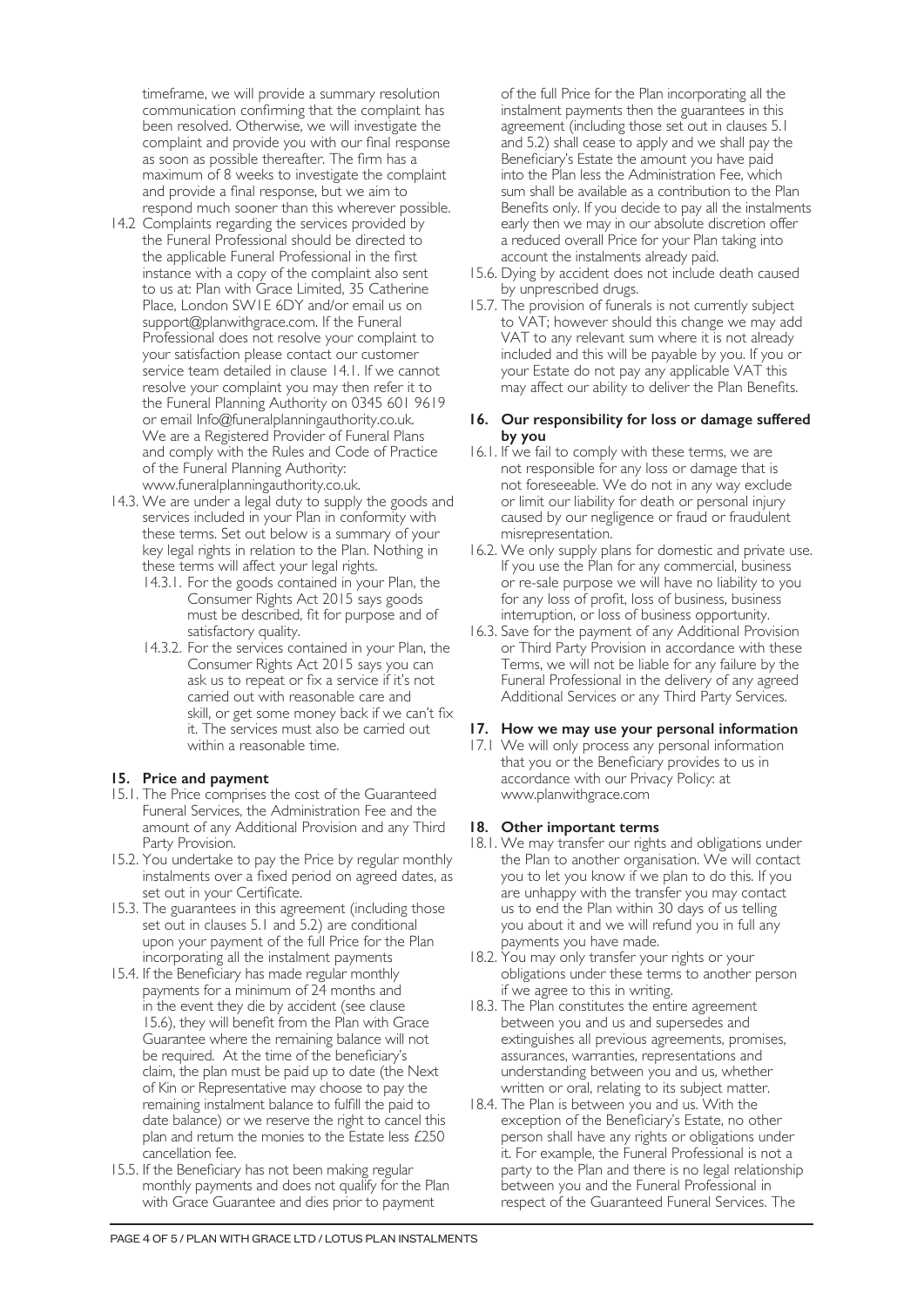timeframe, we will provide a summary resolution communication confirming that the complaint has been resolved. Otherwise, we will investigate the complaint and provide you with our final response as soon as possible thereafter. The firm has a maximum of 8 weeks to investigate the complaint and provide a final response, but we aim to respond much sooner than this wherever possible.

14.2 Complaints regarding the services provided by the Funeral Professional should be directed to the applicable Funeral Professional in the first instance with a copy of the complaint also sent to us at: Plan with Grace Limited, 35 Catherine Place, London SW1E 6DY and/or email us on support@planwithgrace.com. If the Funeral Professional does not resolve your complaint to your satisfaction please contact our customer service team detailed in clause 14.1. If we cannot resolve your complaint you may then refer it to the Funeral Planning Authority on 0345 601 9619 or email Info@funeralplanningauthority.co.uk. We are a Registered Provider of Funeral Plans and comply with the Rules and Code of Practice of the Funeral Planning Authority: www.funeralplanningauthority.co.uk.

14.3. We are under a legal duty to supply the goods and services included in your Plan in conformity with these terms. Set out below is a summary of your key legal rights in relation to the Plan. Nothing in these terms will affect your legal rights.

- 14.3.1. For the goods contained in your Plan, the Consumer Rights Act 2015 says goods must be described, fit for purpose and of satisfactory quality.
- 14.3.2. For the services contained in your Plan, the Consumer Rights Act 2015 says you can ask us to repeat or fix a service if it's not carried out with reasonable care and skill, or get some money back if we can't fix it. The services must also be carried out within a reasonable time.

## 15. Price and payment

15.1. The Price comprises the cost of the Guaranteed Funeral Services, the Administration Fee and the amount of any Additional Provision and any Third Party Provision.

15.2. You undertake to pay the Price by regular monthly instalments over a fixed period on agreed dates, as set out in your Certificate.

15.3. The guarantees in this agreement (including those set out in clauses 5.1 and 5.2) are conditional upon your payment of the full Price for the Plan incorporating all the instalment payments

15.4. If the Beneficiary has made regular monthly payments for a minimum of 24 months and in the event they die by accident (see clause 15.6), they will benefit from the Plan with Grace Guarantee where the remaining balance will not be required. At the time of the beneficiary's claim, the plan must be paid up to date (the Next of Kin or Representative may choose to pay the remaining instalment balance to fulfill the paid to date balance) or we reserve the right to cancel this plan and return the monies to the Estate less £250 cancellation fee.

15.5. If the Beneficiary has not been making regular monthly payments and does not qualify for the Plan with Grace Guarantee and dies prior to payment of the full Price for the Plan incorporating all the instalment payments then the guarantees in this agreement (including those set out in clauses 5.1 and 5.2) shall cease to apply and we shall pay the Beneficiary's Estate the amount you have paid into the Plan less the Administration Fee, which sum shall be available as a contribution to the Plan Benefits only. If you decide to pay all the instalments early then we may in our absolute discretion offer a reduced overall Price for your Plan taking into account the instalments already paid.

15.6. Dying by accident does not include death caused by unprescribed drugs.

15.7. The provision of funerals is not currently subject to VAT; however should this change we may add VAT to any relevant sum where it is not already included and this will be payable by you. If you or your Estate do not pay any applicable VAT this may affect our ability to deliver the Plan Benefits.

## 16. Our responsibility for loss or damage suffered by you

16.1. If we fail to comply with these terms, we are not responsible for any loss or damage that is not foreseeable. We do not in any way exclude or limit our liability for death or personal injury caused by our negligence or fraud or fraudulent misrepresentation.

16.2. We only supply plans for domestic and private use. If you use the Plan for any commercial, business or re-sale purpose we will have no liability to you for any loss of profit, loss of business, business interruption, or loss of business opportunity.

16.3. Save for the payment of any Additional Provision or Third Party Provision in accordance with these Terms, we will not be liable for any failure by the Funeral Professional in the delivery of any agreed Additional Services or any Third Party Services.

## 17. How we may use your personal information

17.1 We will only process any personal information that you or the Beneficiary provides to us in accordance with our Privacy Policy: at www.planwithgrace.com

## 18. Other important terms

18.1. We may transfer our rights and obligations under the Plan to another organisation. We will contact you to let you know if we plan to do this. If you are unhappy with the transfer you may contact us to end the Plan within 30 days of us telling you about it and we will refund you in full any payments you have made.

18.2. You may only transfer your rights or your obligations under these terms to another person if we agree to this in writing.

18.3. The Plan constitutes the entire agreement between you and us and supersedes and extinguishes all previous agreements, promises, assurances, warranties, representations and understanding between you and us, whether written or oral, relating to its subject matter.

18.4. The Plan is between you and us. With the exception of the Beneficiary's Estate, no other person shall have any rights or obligations under it. For example, the Funeral Professional is not a party to the Plan and there is no legal relationship between you and the Funeral Professional in respect of the Guaranteed Funeral Services. The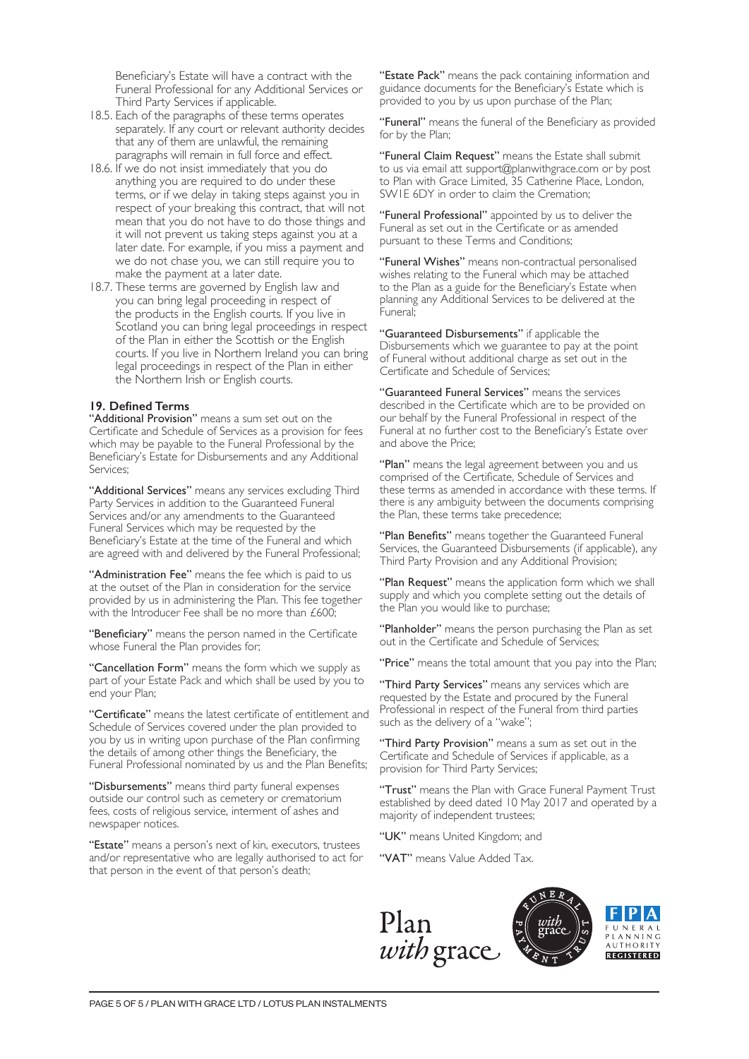Beneficiary's Estate will have a contract with the Funeral Professional for any Additional Services or Third Party Services if applicable.

18.5. Each of the paragraphs of these terms operates separately. If any court or relevant authority decides that any of them are unlawful, the remaining paragraphs will remain in full force and effect.

18.6. If we do not insist immediately that you do anything you are required to do under these terms, or if we delay in taking steps against you in respect of your breaking this contract, that will not mean that you do not have to do those things and it will not prevent us taking steps against you at a later date. For example, if you miss a payment and we do not chase you, we can still require you to make the payment at a later date.

18.7. These terms are governed by English law and you can bring legal proceeding in respect of the products in the English courts. If you live in Scotland you can bring legal proceedings in respect of the Plan in either the Scottish or the English courts. If you live in Northern Ireland you can bring legal proceedings in respect of the Plan in either the Northern Irish or English courts.

## 19. Defined Terms

**"Additional Provision"** means a sum set out on the Certificate and Schedule of Services as a provision for fees which may be payable to the Funeral Professional by the Beneficiary's Estate for Disbursements and any Additional Services;

**"Additional Services"** means any services excluding Third Party Services in addition to the Guaranteed Funeral Services and/or any amendments to the Guaranteed Funeral Services which may be requested by the Beneficiary's Estate at the time of the Funeral and which are agreed with and delivered by the Funeral Professional;

**"Administration Fee"** means the fee which is paid to us at the outset of the Plan in consideration for the service provided by us in administering the Plan. This fee together with the Introducer Fee shall be no more than £600;

**"Beneficiary"** means the person named in the Certificate whose Funeral the Plan provides for;

**"Cancellation Form"** means the form which we supply as part of your Estate Pack and which shall be used by you to end your Plan;

**"Certificate"** means the latest certificate of entitlement and Schedule of Services covered under the plan provided to you by us in writing upon purchase of the Plan confirming the details of among other things the Beneficiary, the Funeral Professional nominated by us and the Plan Benefits;

**"Disbursements"** means third party funeral expenses outside our control such as cemetery or crematorium fees, costs of religious service, interment of ashes and newspaper notices.

**"Estate"** means a person's next of kin, executors, trustees and/or representative who are legally authorised to act for that person in the event of that person's death;

**"Estate Pack"** means the pack containing information and guidance documents for the Beneficiary's Estate which is provided to you by us upon purchase of the Plan;

**"Funeral"** means the funeral of the Beneficiary as provided for by the Plan;

**"Funeral Claim Request"** means the Estate shall submit to us via email att support@planwithgrace.com or by post to Plan with Grace Limited, 35 Catherine Place, London, SW1E 6DY in order to claim the Cremation;

**"Funeral Professional"** appointed by us to deliver the Funeral as set out in the Certificate or as amended pursuant to these Terms and Conditions;

**"Funeral Wishes"** means non-contractual personalised wishes relating to the Funeral which may be attached to the Plan as a guide for the Beneficiary's Estate when planning any Additional Services to be delivered at the Funeral;

**"Guaranteed Disbursements"** if applicable the Disbursements which we guarantee to pay at the point of Funeral without additional charge as set out in the Certificate and Schedule of Services;

**"Guaranteed Funeral Services"** means the services described in the Certificate which are to be provided on our behalf by the Funeral Professional in respect of the Funeral at no further cost to the Beneficiary's Estate over and above the Price;

**"Plan"** means the legal agreement between you and us comprised of the Certificate, Schedule of Services and these terms as amended in accordance with these terms. If there is any ambiguity between the documents comprising the Plan, these terms take precedence;

**"Plan Benefits"** means together the Guaranteed Funeral Services, the Guaranteed Disbursements (if applicable), any Third Party Provision and any Additional Provision;

**"Plan Request"** means the application form which we shall supply and which you complete setting out the details of the Plan you would like to purchase;

**"Planholder"** means the person purchasing the Plan as set out in the Certificate and Schedule of Services;

**"Price"** means the total amount that you pay into the Plan;

**"Third Party Services"** means any services which are requested by the Estate and procured by the Funeral Professional in respect of the Funeral from third parties such as the delivery of a "wake";

**"Third Party Provision"** means a sum as set out in the Certificate and Schedule of Services if applicable, as a provision for Third Party Services;

**"Trust"** means the Plan with Grace Funeral Payment Trust established by deed dated 10 May 2017 and operated by a majority of independent trustees;

**"UK"** means United Kingdom; and

**"VAT"** means Value Added Tax.

Plan *with* grace

FUNERAL PAYMENT TRUST *with* grace

FPA FUNERAL PLANNING AUTHORITY REGISTERED